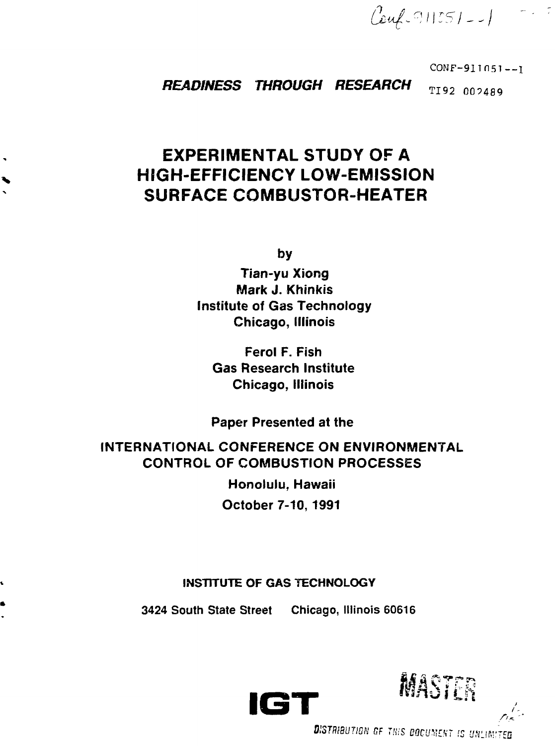Conf-911051--1

CONF-911051--1

***READINESS THROUGH RESEARCH*** TI92 002489

# EXPERIMENTAL STUDY OF A HIGH-EFFICIENCY LOW-EMISSION SURFACE COMBUSTOR-HEATER

by

**Tian-yu Xiong**
**Mark J. Khinkis**
**Institute of Gas Technology**
**Chicago, Illinois**

**Ferol F. Fish**
**Gas Research Institute**
**Chicago, Illinois**

**Paper Presented at the**

**INTERNATIONAL CONFERENCE ON ENVIRONMENTAL CONTROL OF COMBUSTION PROCESSES**

**Honolulu, Hawaii**

**October 7-10, 1991**

**INSTITUTE OF GAS TECHNOLOGY**

**3424 South State Street Chicago, Illinois 60616**

**IGT**

MASTER

DISTRIBUTION OF THIS DOCUMENT IS UNLIMITED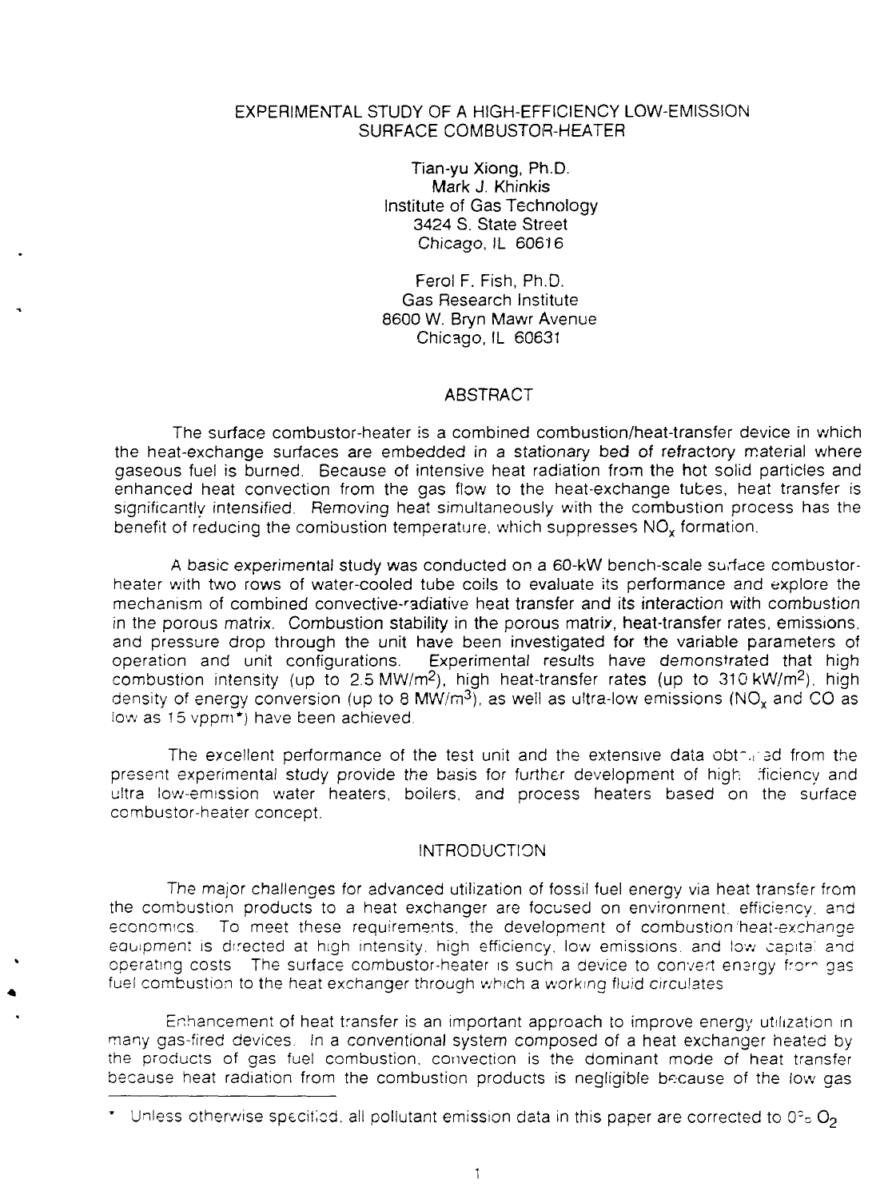# EXPERIMENTAL STUDY OF A HIGH-EFFICIENCY LOW-EMISSION SURFACE COMBUSTOR-HEATER

Tian-yu Xiong, Ph.D.
Mark J. Khinkis
Institute of Gas Technology
3424 S. State Street
Chicago, IL 60616

Ferol F. Fish, Ph.D.
Gas Research Institute
8600 W. Bryn Mawr Avenue
Chicago, IL 60631

## ABSTRACT

The surface combustor-heater is a combined combustion/heat-transfer device in which the heat-exchange surfaces are embedded in a stationary bed of refractory material where gaseous fuel is burned. Because of intensive heat radiation from the hot solid particles and enhanced heat convection from the gas flow to the heat-exchange tubes, heat transfer is significantly intensified. Removing heat simultaneously with the combustion process has the benefit of reducing the combustion temperature, which suppresses $NO_x$ formation.

A basic experimental study was conducted on a 60-kW bench-scale surface combustor-heater with two rows of water-cooled tube coils to evaluate its performance and explore the mechanism of combined convective-radiative heat transfer and its interaction with combustion in the porous matrix. Combustion stability in the porous matrix, heat-transfer rates, emissions, and pressure drop through the unit have been investigated for the variable parameters of operation and unit configurations. Experimental results have demonstrated that high combustion intensity (up to 2.5 $MW/m^2$), high heat-transfer rates (up to 310 $kW/m^2$), high density of energy conversion (up to 8 $MW/m^3$), as well as ultra-low emissions ($NO_x$ and CO as low as 15 vppm*) have been achieved.

The excellent performance of the test unit and the extensive data obtained from the present experimental study provide the basis for further development of high efficiency and ultra low-emission water heaters, boilers, and process heaters based on the surface combustor-heater concept.

## INTRODUCTION

The major challenges for advanced utilization of fossil fuel energy via heat transfer from the combustion products to a heat exchanger are focused on environment, efficiency, and economics. To meet these requirements, the development of combustion/heat-exchange equipment is directed at high intensity, high efficiency, low emissions, and low capital and operating costs. The surface combustor-heater is such a device to convert energy from gas fuel combustion to the heat exchanger through which a working fluid circulates.

Enhancement of heat transfer is an important approach to improve energy utilization in many gas-fired devices. In a conventional system composed of a heat exchanger heated by the products of gas fuel combustion, convection is the dominant mode of heat transfer because heat radiation from the combustion products is negligible because of the low gas

* Unless otherwise specified, all pollutant emission data in this paper are corrected to 0% $O_2$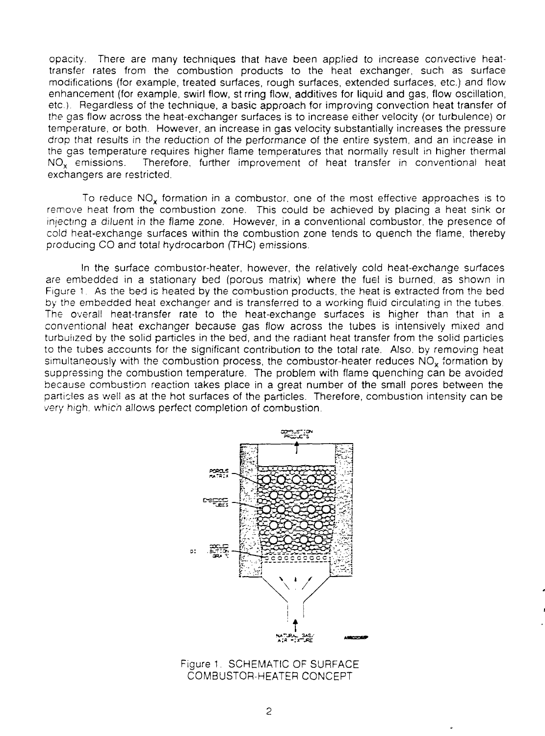opacity. There are many techniques that have been applied to increase convective heat-transfer rates from the combustion products to the heat exchanger, such as surface modifications (for example, treated surfaces, rough surfaces, extended surfaces, etc.) and flow enhancement (for example, swirl flow, st rring flow, additives for liquid and gas, flow oscillation, etc.). Regardless of the technique, a basic approach for improving convection heat transfer of the gas flow across the heat-exchanger surfaces is to increase either velocity (or turbulence) or temperature, or both. However, an increase in gas velocity substantially increases the pressure drop that results in the reduction of the performance of the entire system, and an increase in the gas temperature requires higher flame temperatures that normally result in higher thermal $NO_x$ emissions. Therefore, further improvement of heat transfer in conventional heat exchangers are restricted.

To reduce $NO_x$ formation in a combustor, one of the most effective approaches is to remove heat from the combustion zone. This could be achieved by placing a heat sink or injecting a diluent in the flame zone. However, in a conventional combustor, the presence of cold heat-exchange surfaces within the combustion zone tends to quench the flame, thereby producing CO and total hydrocarbon (THC) emissions.

In the surface combustor-heater, however, the relatively cold heat-exchange surfaces are embedded in a stationary bed (porous matrix) where the fuel is burned, as shown in Figure 1. As the bed is heated by the combustion products, the heat is extracted from the bed by the embedded heat exchanger and is transferred to a working fluid circulating in the tubes. The overall heat-transfer rate to the heat-exchange surfaces is higher than that in a conventional heat exchanger because gas flow across the tubes is intensively mixed and turbulized by the solid particles in the bed, and the radiant heat transfer from the solid particles to the tubes accounts for the significant contribution to the total rate. Also, by removing heat simultaneously with the combustion process, the combustor-heater reduces $NO_x$ formation by suppressing the combustion temperature. The problem with flame quenching can be avoided because combustion reaction takes place in a great number of the small pores between the particles as well as at the hot surfaces of the particles. Therefore, combustion intensity can be very high, which allows perfect completion of combustion.

Figure 1. SCHEMATIC OF SURFACE COMBUSTOR-HEATER CONCEPT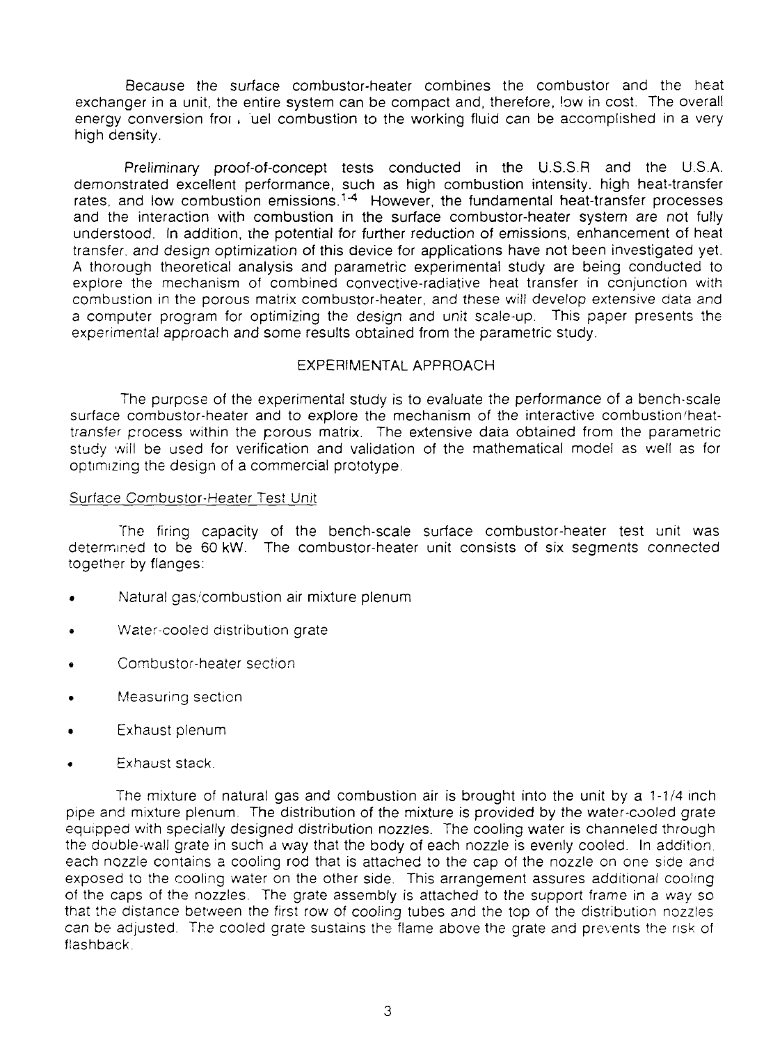Because the surface combustor-heater combines the combustor and the heat exchanger in a unit, the entire system can be compact and, therefore, low in cost. The overall energy conversion from fuel combustion to the working fluid can be accomplished in a very high density.

Preliminary proof-of-concept tests conducted in the U.S.S.R and the U.S.A. demonstrated excellent performance, such as high combustion intensity, high heat-transfer rates, and low combustion emissions.[1-4] However, the fundamental heat-transfer processes and the interaction with combustion in the surface combustor-heater system are not fully understood. In addition, the potential for further reduction of emissions, enhancement of heat transfer, and design optimization of this device for applications have not been investigated yet. A thorough theoretical analysis and parametric experimental study are being conducted to explore the mechanism of combined convective-radiative heat transfer in conjunction with combustion in the porous matrix combustor-heater, and these will develop extensive data and a computer program for optimizing the design and unit scale-up. This paper presents the experimental approach and some results obtained from the parametric study.

## EXPERIMENTAL APPROACH

The purpose of the experimental study is to evaluate the performance of a bench-scale surface combustor-heater and to explore the mechanism of the interactive combustion/heat-transfer process within the porous matrix. The extensive data obtained from the parametric study will be used for verification and validation of the mathematical model as well as for optimizing the design of a commercial prototype.

### Surface Combustor-Heater Test Unit

The firing capacity of the bench-scale surface combustor-heater test unit was determined to be 60 kW. The combustor-heater unit consists of six segments connected together by flanges:

- Natural gas/combustion air mixture plenum
- Water-cooled distribution grate
- Combustor-heater section
- Measuring section
- Exhaust plenum
- Exhaust stack.

The mixture of natural gas and combustion air is brought into the unit by a 1-1/4 inch pipe and mixture plenum. The distribution of the mixture is provided by the water-cooled grate equipped with specially designed distribution nozzles. The cooling water is channeled through the double-wall grate in such a way that the body of each nozzle is evenly cooled. In addition, each nozzle contains a cooling rod that is attached to the cap of the nozzle on one side and exposed to the cooling water on the other side. This arrangement assures additional cooling of the caps of the nozzles. The grate assembly is attached to the support frame in a way so that the distance between the first row of cooling tubes and the top of the distribution nozzles can be adjusted. The cooled grate sustains the flame above the grate and prevents the risk of flashback.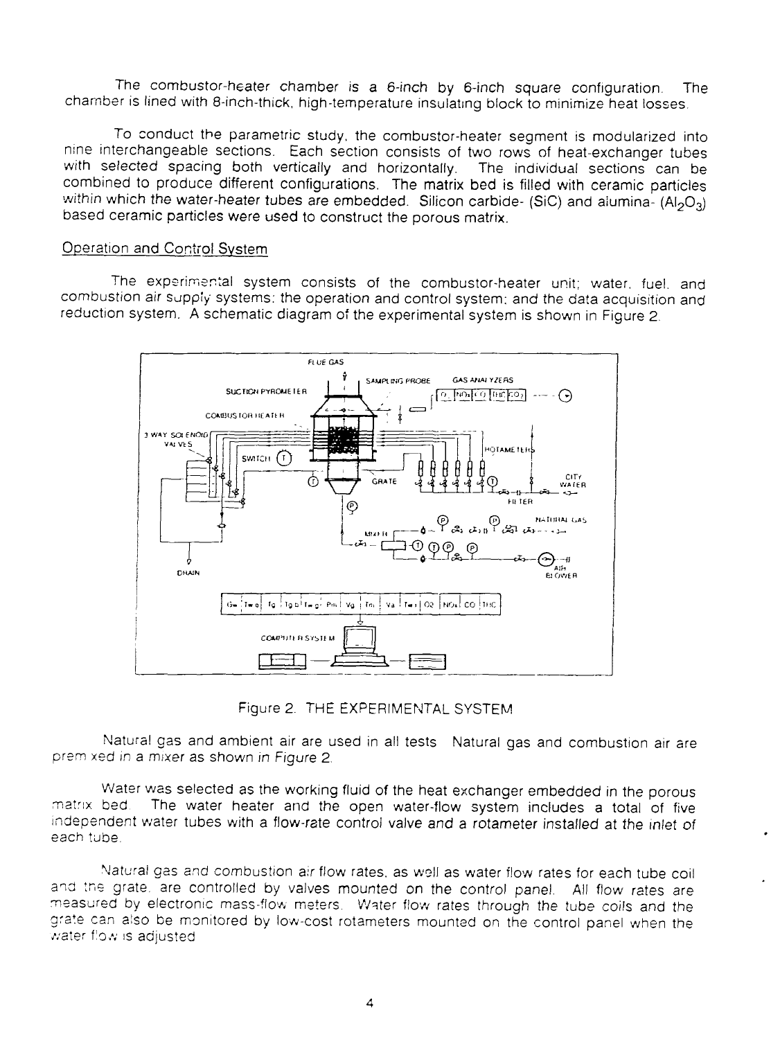The combustor-heater chamber is a 6-inch by 6-inch square configuration. The chamber is lined with 8-inch-thick, high-temperature insulating block to minimize heat losses.

To conduct the parametric study, the combustor-heater segment is modularized into nine interchangeable sections. Each section consists of two rows of heat-exchanger tubes with selected spacing both vertically and horizontally. The individual sections can be combined to produce different configurations. The matrix bed is filled with ceramic particles within which the water-heater tubes are embedded. Silicon carbide- (SiC) and alumina- ($Al_2O_3$) based ceramic particles were used to construct the porous matrix.

## Operation and Control System

The experimental system consists of the combustor-heater unit; water, fuel, and combustion air supply systems; the operation and control system; and the data acquisition and reduction system. A schematic diagram of the experimental system is shown in Figure 2.

Figure 2. THE EXPERIMENTAL SYSTEM

Natural gas and ambient air are used in all tests. Natural gas and combustion air are premixed in a mixer as shown in Figure 2.

Water was selected as the working fluid of the heat exchanger embedded in the porous matrix bed. The water heater and the open water-flow system includes a total of five independent water tubes with a flow-rate control valve and a rotameter installed at the inlet of each tube.

Natural gas and combustion air flow rates, as well as water flow rates for each tube coil and the grate, are controlled by valves mounted on the control panel. All flow rates are measured by electronic mass-flow meters. Water flow rates through the tube coils and the grate can also be monitored by low-cost rotameters mounted on the control panel when the water flow is adjusted.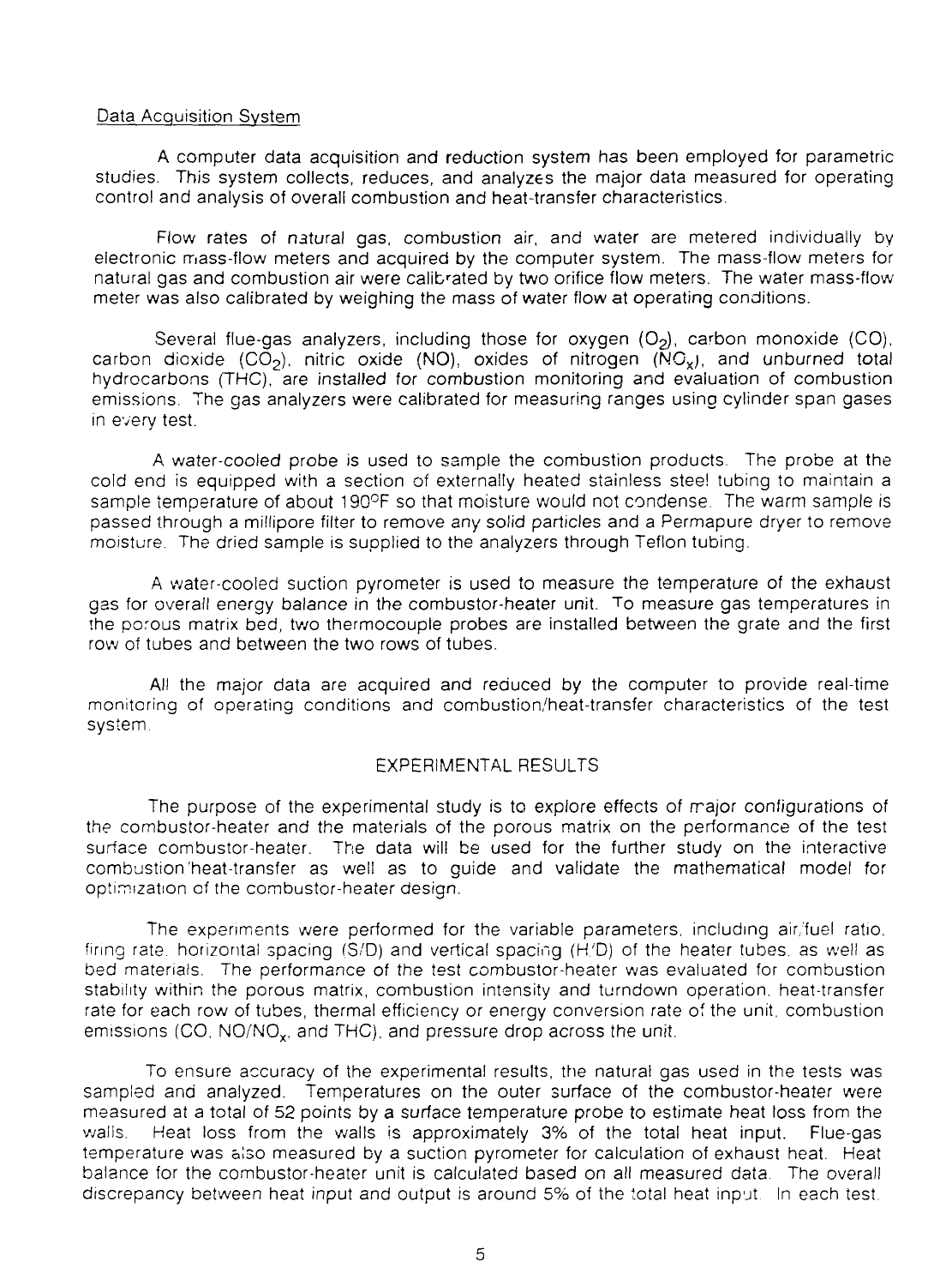## Data Acquisition System

A computer data acquisition and reduction system has been employed for parametric studies. This system collects, reduces, and analyzes the major data measured for operating control and analysis of overall combustion and heat-transfer characteristics.

Flow rates of natural gas, combustion air, and water are metered individually by electronic mass-flow meters and acquired by the computer system. The mass-flow meters for natural gas and combustion air were calibrated by two orifice flow meters. The water mass-flow meter was also calibrated by weighing the mass of water flow at operating conditions.

Several flue-gas analyzers, including those for oxygen ($O_2$), carbon monoxide (CO), carbon dioxide ($CO_2$), nitric oxide (NO), oxides of nitrogen ($NO_x$), and unburned total hydrocarbons (THC), are installed for combustion monitoring and evaluation of combustion emissions. The gas analyzers were calibrated for measuring ranges using cylinder span gases in every test.

A water-cooled probe is used to sample the combustion products. The probe at the cold end is equipped with a section of externally heated stainless steel tubing to maintain a sample temperature of about 190°F so that moisture would not condense. The warm sample is passed through a millipore filter to remove any solid particles and a Permapure dryer to remove moisture. The dried sample is supplied to the analyzers through Teflon tubing.

A water-cooled suction pyrometer is used to measure the temperature of the exhaust gas for overall energy balance in the combustor-heater unit. To measure gas temperatures in the porous matrix bed, two thermocouple probes are installed between the grate and the first row of tubes and between the two rows of tubes.

All the major data are acquired and reduced by the computer to provide real-time monitoring of operating conditions and combustion/heat-transfer characteristics of the test system.

## EXPERIMENTAL RESULTS

The purpose of the experimental study is to explore effects of major configurations of the combustor-heater and the materials of the porous matrix on the performance of the test surface combustor-heater. The data will be used for the further study on the interactive combustion/heat-transfer as well as to guide and validate the mathematical model for optimization of the combustor-heater design.

The experiments were performed for the variable parameters, including air/fuel ratio, firing rate, horizontal spacing (S/D) and vertical spacing (H/D) of the heater tubes, as well as bed materials. The performance of the test combustor-heater was evaluated for combustion stability within the porous matrix, combustion intensity and turndown operation, heat-transfer rate for each row of tubes, thermal efficiency or energy conversion rate of the unit, combustion emissions (CO, NO/$NO_x$, and THC), and pressure drop across the unit.

To ensure accuracy of the experimental results, the natural gas used in the tests was sampled and analyzed. Temperatures on the outer surface of the combustor-heater were measured at a total of 52 points by a surface temperature probe to estimate heat loss from the walls. Heat loss from the walls is approximately 3% of the total heat input. Flue-gas temperature was also measured by a suction pyrometer for calculation of exhaust heat. Heat balance for the combustor-heater unit is calculated based on all measured data. The overall discrepancy between heat input and output is around 5% of the total heat input. In each test,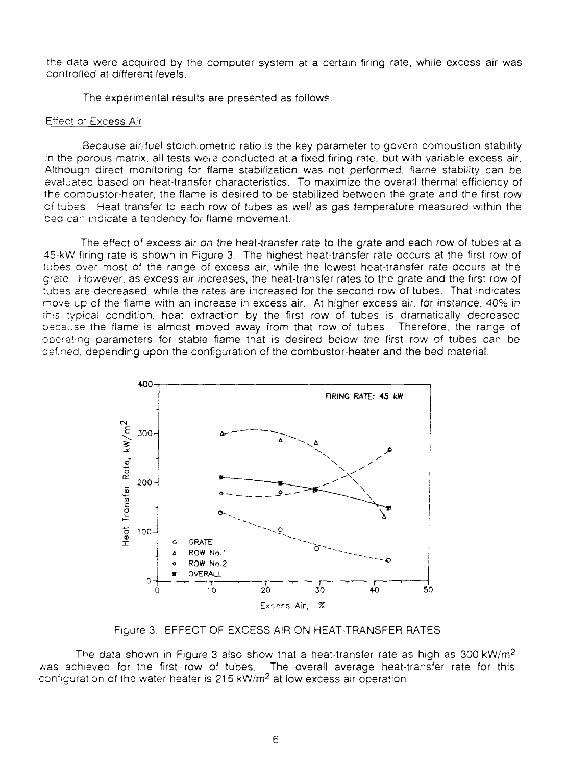the data were acquired by the computer system at a certain firing rate, while excess air was controlled at different levels.

The experimental results are presented as follows.

Effect of Excess Air

Because air/fuel stoichiometric ratio is the key parameter to govern combustion stability in the porous matrix, all tests were conducted at a fixed firing rate, but with variable excess air. Although direct monitoring for flame stabilization was not performed, flame stability can be evaluated based on heat-transfer characteristics. To maximize the overall thermal efficiency of the combustor-heater, the flame is desired to be stabilized between the grate and the first row of tubes. Heat transfer to each row of tubes as well as gas temperature measured within the bed can indicate a tendency for flame movement.

The effect of excess air on the heat-transfer rate to the grate and each row of tubes at a 45-kW firing rate is shown in Figure 3. The highest heat-transfer rate occurs at the first row of tubes over most of the range of excess air, while the lowest heat-transfer rate occurs at the grate. However, as excess air increases, the heat-transfer rates to the grate and the first row of tubes are decreased, while the rates are increased for the second row of tubes. That indicates move up of the flame with an increase in excess air. At higher excess air, for instance, 40% in this typical condition, heat extraction by the first row of tubes is dramatically decreased because the flame is almost moved away from that row of tubes. Therefore, the range of operating parameters for stable flame that is desired below the first row of tubes can be defined, depending upon the configuration of the combustor-heater and the bed material.

Figure 3. EFFECT OF EXCESS AIR ON HEAT-TRANSFER RATES

The data shown in Figure 3 also show that a heat-transfer rate as high as 300 $kW/m^2$ was achieved for the first row of tubes. The overall average heat-transfer rate for this configuration of the water heater is 215 $kW/m^2$ at low excess air operation.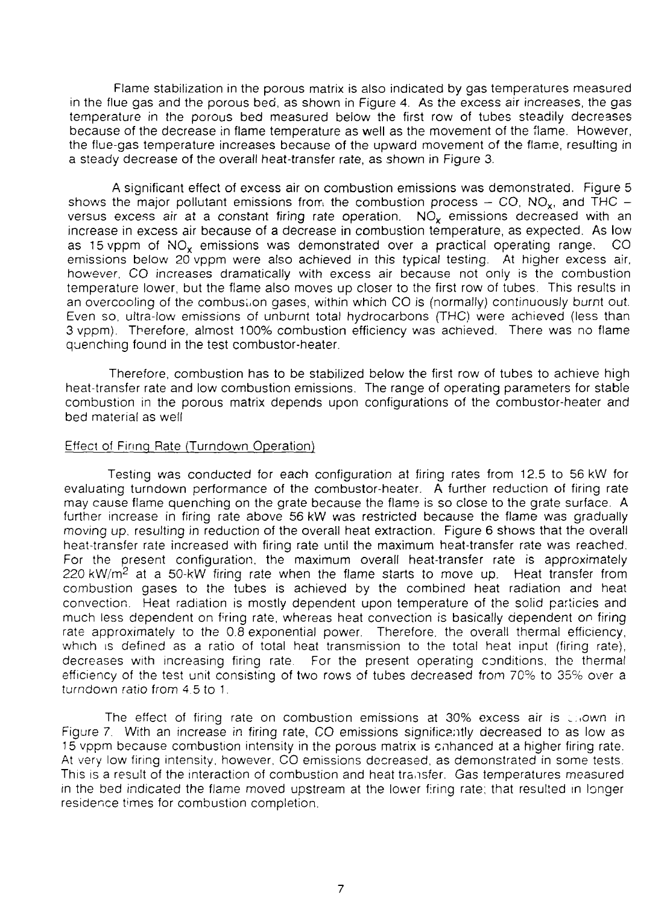Flame stabilization in the porous matrix is also indicated by gas temperatures measured in the flue gas and the porous bed, as shown in Figure 4. As the excess air increases, the gas temperature in the porous bed measured below the first row of tubes steadily decreases because of the decrease in flame temperature as well as the movement of the flame. However, the flue-gas temperature increases because of the upward movement of the flame, resulting in a steady decrease of the overall heat-transfer rate, as shown in Figure 3.

A significant effect of excess air on combustion emissions was demonstrated. Figure 5 shows the major pollutant emissions from the combustion process – CO, $NO_x$, and THC – versus excess air at a constant firing rate operation. $NO_x$ emissions decreased with an increase in excess air because of a decrease in combustion temperature, as expected. As low as 15 vppm of $NO_x$ emissions was demonstrated over a practical operating range. CO emissions below 20 vppm were also achieved in this typical testing. At higher excess air, however, CO increases dramatically with excess air because not only is the combustion temperature lower, but the flame also moves up closer to the first row of tubes. This results in an overcooling of the combustion gases, within which CO is (normally) continuously burnt out. Even so, ultra-low emissions of unburnt total hydrocarbons (THC) were achieved (less than 3 vppm). Therefore, almost 100% combustion efficiency was achieved. There was no flame quenching found in the test combustor-heater.

Therefore, combustion has to be stabilized below the first row of tubes to achieve high heat-transfer rate and low combustion emissions. The range of operating parameters for stable combustion in the porous matrix depends upon configurations of the combustor-heater and bed material as well

## Effect of Firing Rate (Turndown Operation)

Testing was conducted for each configuration at firing rates from 12.5 to 56 kW for evaluating turndown performance of the combustor-heater. A further reduction of firing rate may cause flame quenching on the grate because the flame is so close to the grate surface. A further increase in firing rate above 56 kW was restricted because the flame was gradually moving up, resulting in reduction of the overall heat extraction. Figure 6 shows that the overall heat-transfer rate increased with firing rate until the maximum heat-transfer rate was reached. For the present configuration, the maximum overall heat-transfer rate is approximately 220 kW/m$^2$ at a 50-kW firing rate when the flame starts to move up. Heat transfer from combustion gases to the tubes is achieved by the combined heat radiation and heat convection. Heat radiation is mostly dependent upon temperature of the solid particles and much less dependent on firing rate, whereas heat convection is basically dependent on firing rate approximately to the 0.8 exponential power. Therefore, the overall thermal efficiency, which is defined as a ratio of total heat transmission to the total heat input (firing rate), decreases with increasing firing rate. For the present operating conditions, the thermal efficiency of the test unit consisting of two rows of tubes decreased from 70% to 35% over a turndown ratio from 4.5 to 1.

The effect of firing rate on combustion emissions at 30% excess air is shown in Figure 7. With an increase in firing rate, CO emissions significantly decreased to as low as 15 vppm because combustion intensity in the porous matrix is enhanced at a higher firing rate. At very low firing intensity, however, CO emissions decreased, as demonstrated in some tests. This is a result of the interaction of combustion and heat transfer. Gas temperatures measured in the bed indicated the flame moved upstream at the lower firing rate; that resulted in longer residence times for combustion completion.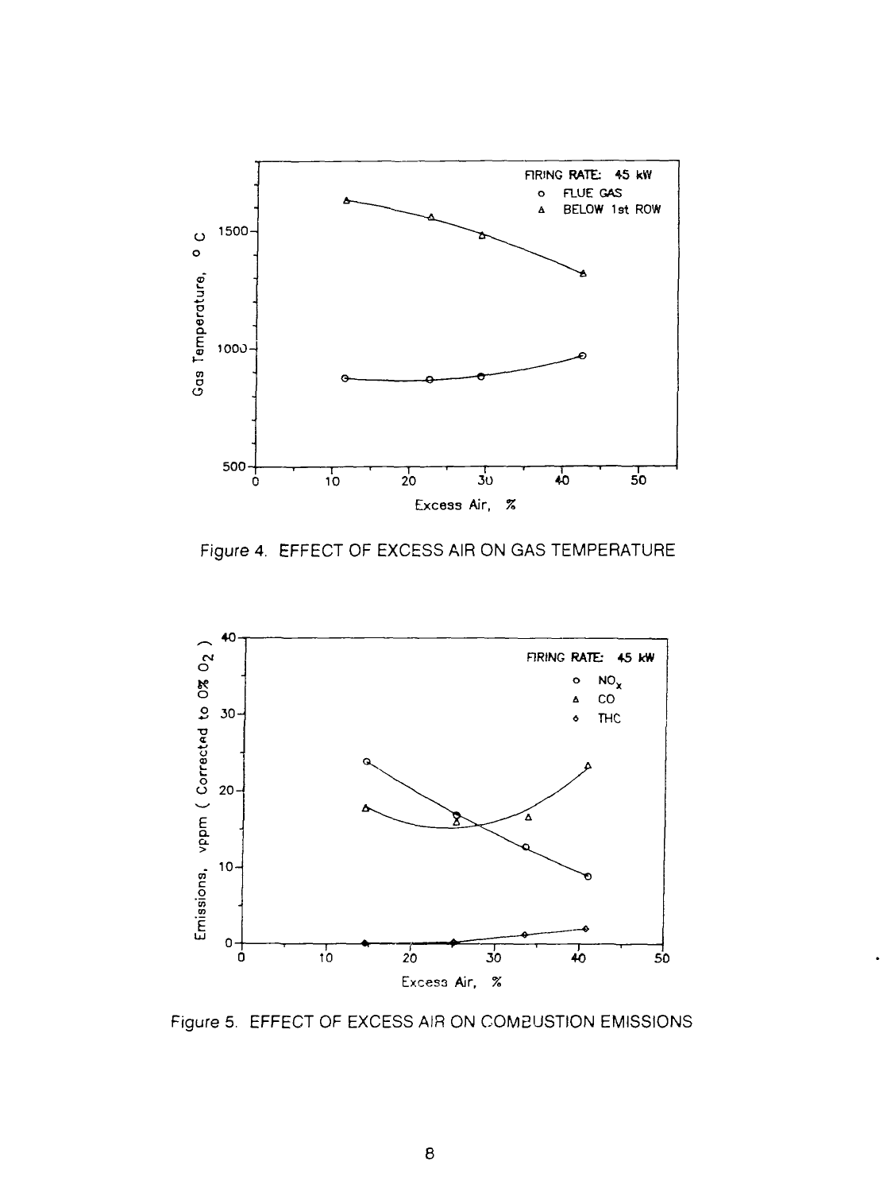Figure 4. EFFECT OF EXCESS AIR ON GAS TEMPERATURE

Figure 5. EFFECT OF EXCESS AIR ON COMBUSTION EMISSIONS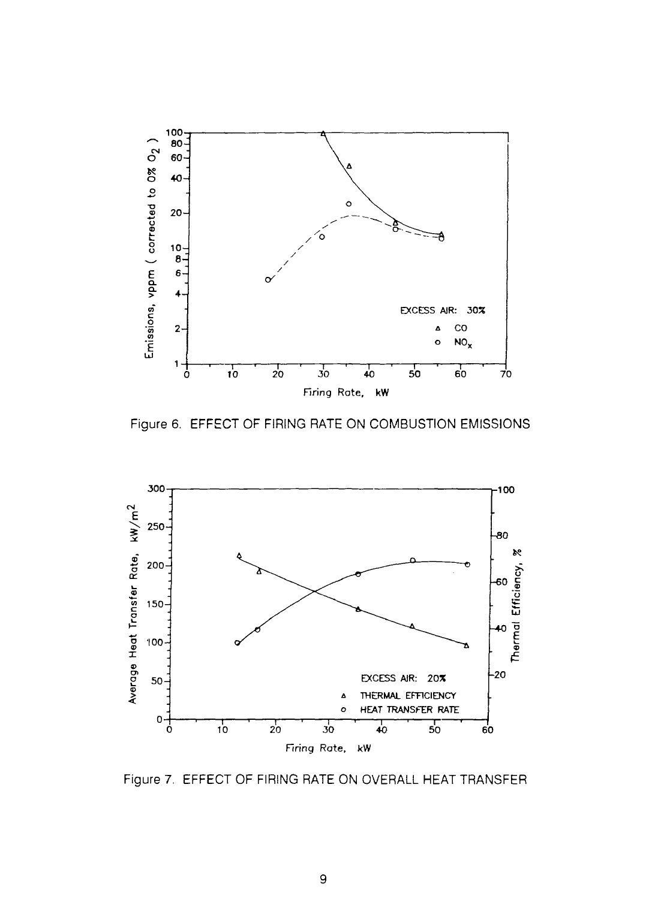Figure 6. EFFECT OF FIRING RATE ON COMBUSTION EMISSIONS

Figure 7. EFFECT OF FIRING RATE ON OVERALL HEAT TRANSFER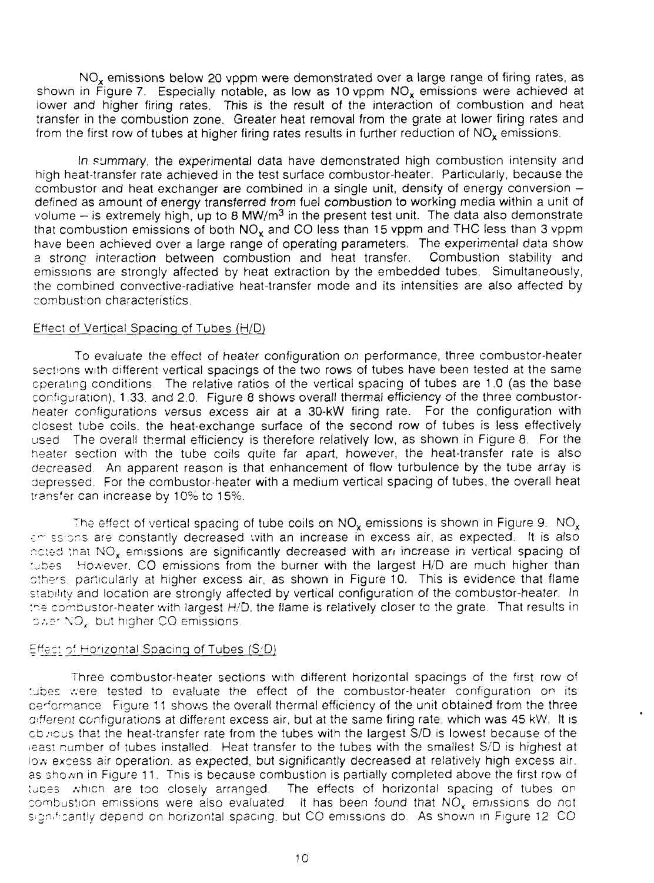$NO_x$ emissions below 20 vppm were demonstrated over a large range of firing rates, as shown in Figure 7. Especially notable, as low as 10 vppm $NO_x$ emissions were achieved at lower and higher firing rates. This is the result of the interaction of combustion and heat transfer in the combustion zone. Greater heat removal from the grate at lower firing rates and from the first row of tubes at higher firing rates results in further reduction of $NO_x$ emissions.

In summary, the experimental data have demonstrated high combustion intensity and high heat-transfer rate achieved in the test surface combustor-heater. Particularly, because the combustor and heat exchanger are combined in a single unit, density of energy conversion – defined as amount of energy transferred from fuel combustion to working media within a unit of volume – is extremely high, up to 8 MW/m$^3$ in the present test unit. The data also demonstrate that combustion emissions of both $NO_x$ and CO less than 15 vppm and THC less than 3 vppm have been achieved over a large range of operating parameters. The experimental data show a strong interaction between combustion and heat transfer. Combustion stability and emissions are strongly affected by heat extraction by the embedded tubes. Simultaneously, the combined convective-radiative heat-transfer mode and its intensities are also affected by combustion characteristics.

## Effect of Vertical Spacing of Tubes (H/D)

To evaluate the effect of heater configuration on performance, three combustor-heater sections with different vertical spacings of the two rows of tubes have been tested at the same operating conditions. The relative ratios of the vertical spacing of tubes are 1.0 (as the base configuration), 1.33, and 2.0. Figure 8 shows overall thermal efficiency of the three combustor-heater configurations versus excess air at a 30-kW firing rate. For the configuration with closest tube coils, the heat-exchange surface of the second row of tubes is less effectively used. The overall thermal efficiency is therefore relatively low, as shown in Figure 8. For the heater section with the tube coils quite far apart, however, the heat-transfer rate is also decreased. An apparent reason is that enhancement of flow turbulence by the tube array is depressed. For the combustor-heater with a medium vertical spacing of tubes, the overall heat transfer can increase by 10% to 15%.

The effect of vertical spacing of tube coils on $NO_x$ emissions is shown in Figure 9. $NO_x$ emissions are constantly decreased with an increase in excess air, as expected. It is also noted that $NO_x$ emissions are significantly decreased with an increase in vertical spacing of tubes. However, CO emissions from the burner with the largest H/D are much higher than others, particularly at higher excess air, as shown in Figure 10. This is evidence that flame stability and location are strongly affected by vertical configuration of the combustor-heater. In the combustor-heater with largest H/D, the flame is relatively closer to the grate. That results in lower $NO_x$ but higher CO emissions.

## Effect of Horizontal Spacing of Tubes (S/D)

Three combustor-heater sections with different horizontal spacings of the first row of tubes were tested to evaluate the effect of the combustor-heater configuration on its performance. Figure 11 shows the overall thermal efficiency of the unit obtained from the three different configurations at different excess air, but at the same firing rate, which was 45 kW. It is obvious that the heat-transfer rate from the tubes with the largest S/D is lowest because of the least number of tubes installed. Heat transfer to the tubes with the smallest S/D is highest at low excess air operation, as expected, but significantly decreased at relatively high excess air, as shown in Figure 11. This is because combustion is partially completed above the first row of tubes which are too closely arranged. The effects of horizontal spacing of tubes on combustion emissions were also evaluated. It has been found that $NO_x$ emissions do not significantly depend on horizontal spacing, but CO emissions do. As shown in Figure 12, CO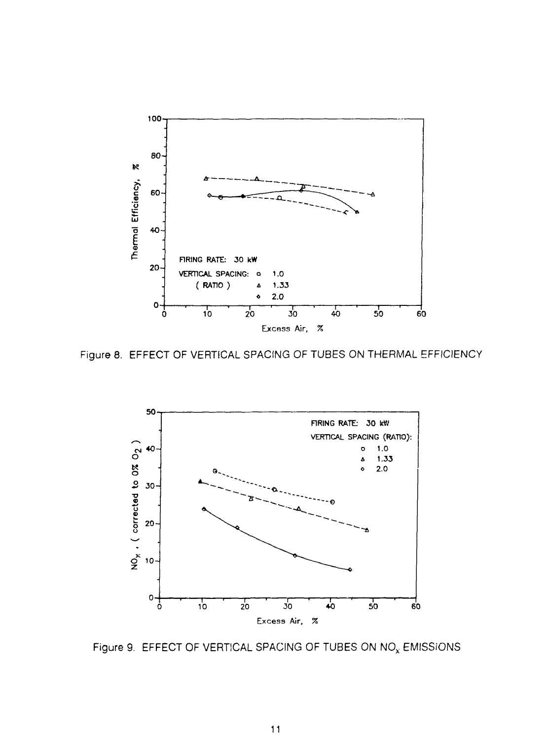Figure 8. EFFECT OF VERTICAL SPACING OF TUBES ON THERMAL EFFICIENCY

Figure 9. EFFECT OF VERTICAL SPACING OF TUBES ON $NO_x$ EMISSIONS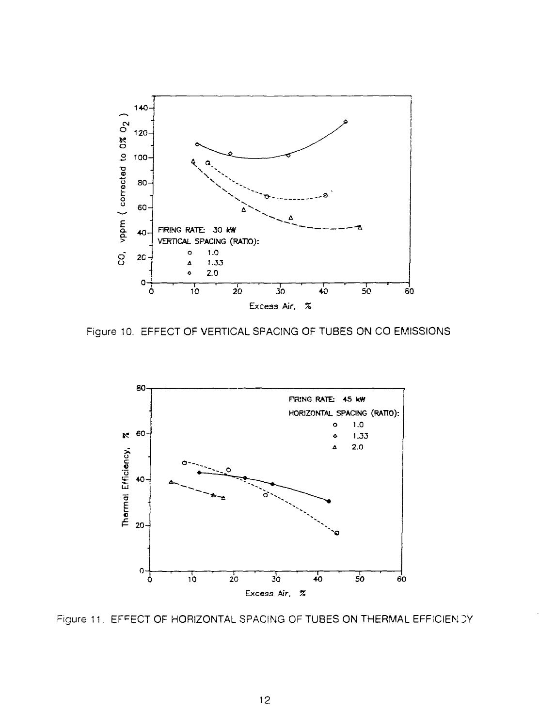Figure 10. EFFECT OF VERTICAL SPACING OF TUBES ON CO EMISSIONS

Figure 11. EFFECT OF HORIZONTAL SPACING OF TUBES ON THERMAL EFFICIENCY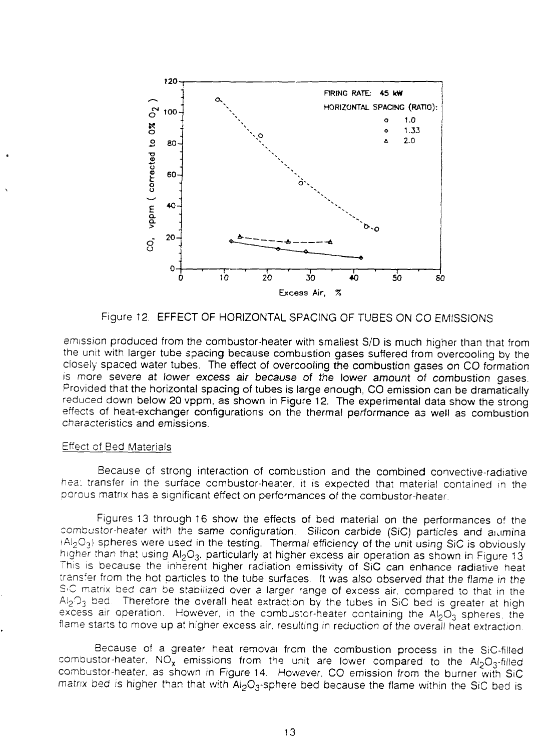Figure 12. EFFECT OF HORIZONTAL SPACING OF TUBES ON CO EMISSIONS

emission produced from the combustor-heater with smallest S/D is much higher than that from the unit with larger tube spacing because combustion gases suffered from overcooling by the closely spaced water tubes. The effect of overcooling the combustion gases on CO formation is more severe at lower excess air because of the lower amount of combustion gases. Provided that the horizontal spacing of tubes is large enough, CO emission can be dramatically reduced down below 20 vppm, as shown in Figure 12. The experimental data show the strong effects of heat-exchanger configurations on the thermal performance as well as combustion characteristics and emissions.

## Effect of Bed Materials

Because of strong interaction of combustion and the combined convective-radiative heat transfer in the surface combustor-heater, it is expected that material contained in the porous matrix has a significant effect on performances of the combustor-heater.

Figures 13 through 16 show the effects of bed material on the performances of the combustor-heater with the same configuration. Silicon carbide (SiC) particles and alumina ($Al_2O_3$) spheres were used in the testing. Thermal efficiency of the unit using SiC is obviously higher than that using $Al_2O_3$, particularly at higher excess air operation as shown in Figure 13. This is because the inherent higher radiation emissivity of SiC can enhance radiative heat transfer from the hot particles to the tube surfaces. It was also observed that the flame in the SiC matrix bed can be stabilized over a larger range of excess air, compared to that in the $Al_2O_3$ bed. Therefore the overall heat extraction by the tubes in SiC bed is greater at high excess air operation. However, in the combustor-heater containing the $Al_2O_3$ spheres, the flame starts to move up at higher excess air, resulting in reduction of the overall heat extraction.

Because of a greater heat removal from the combustion process in the SiC-filled combustor-heater, $NO_x$ emissions from the unit are lower compared to the $Al_2O_3$-filled combustor-heater, as shown in Figure 14. However, CO emission from the burner with SiC matrix bed is higher than that with $Al_2O_3$-sphere bed because the flame within the SiC bed is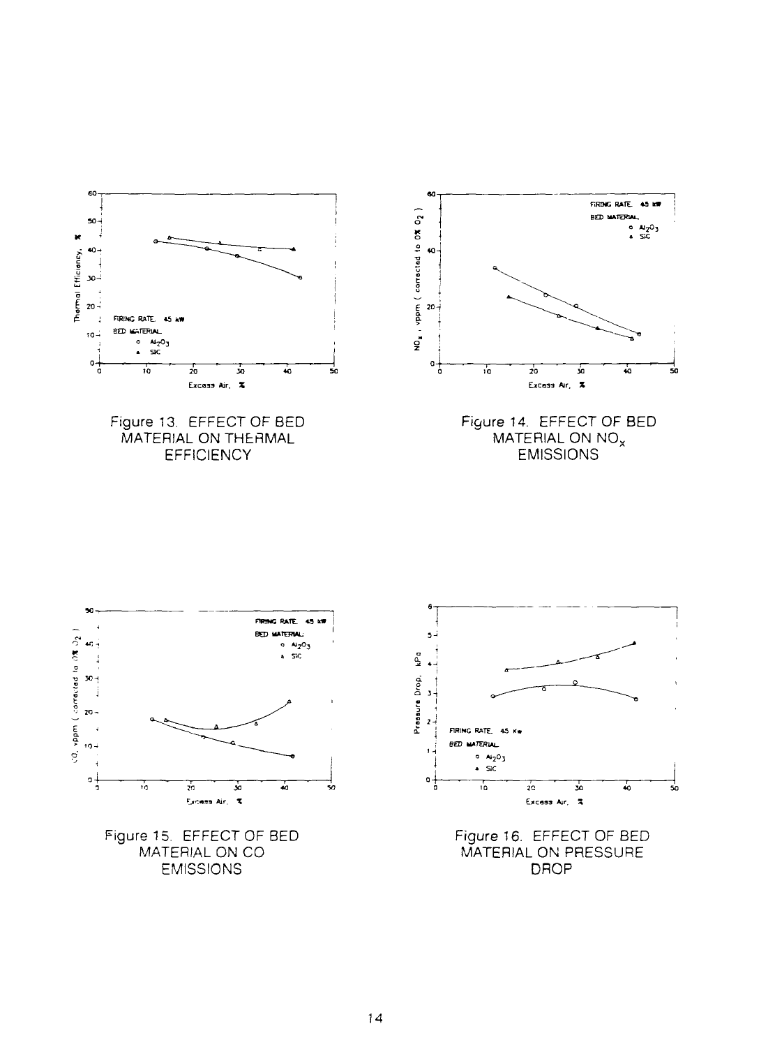Figure 13. EFFECT OF BED MATERIAL ON THERMAL EFFICIENCY

Figure 14. EFFECT OF BED MATERIAL ON $NO_x$ EMISSIONS

Figure 15. EFFECT OF BED MATERIAL ON CO EMISSIONS

Figure 16. EFFECT OF BED MATERIAL ON PRESSURE DROP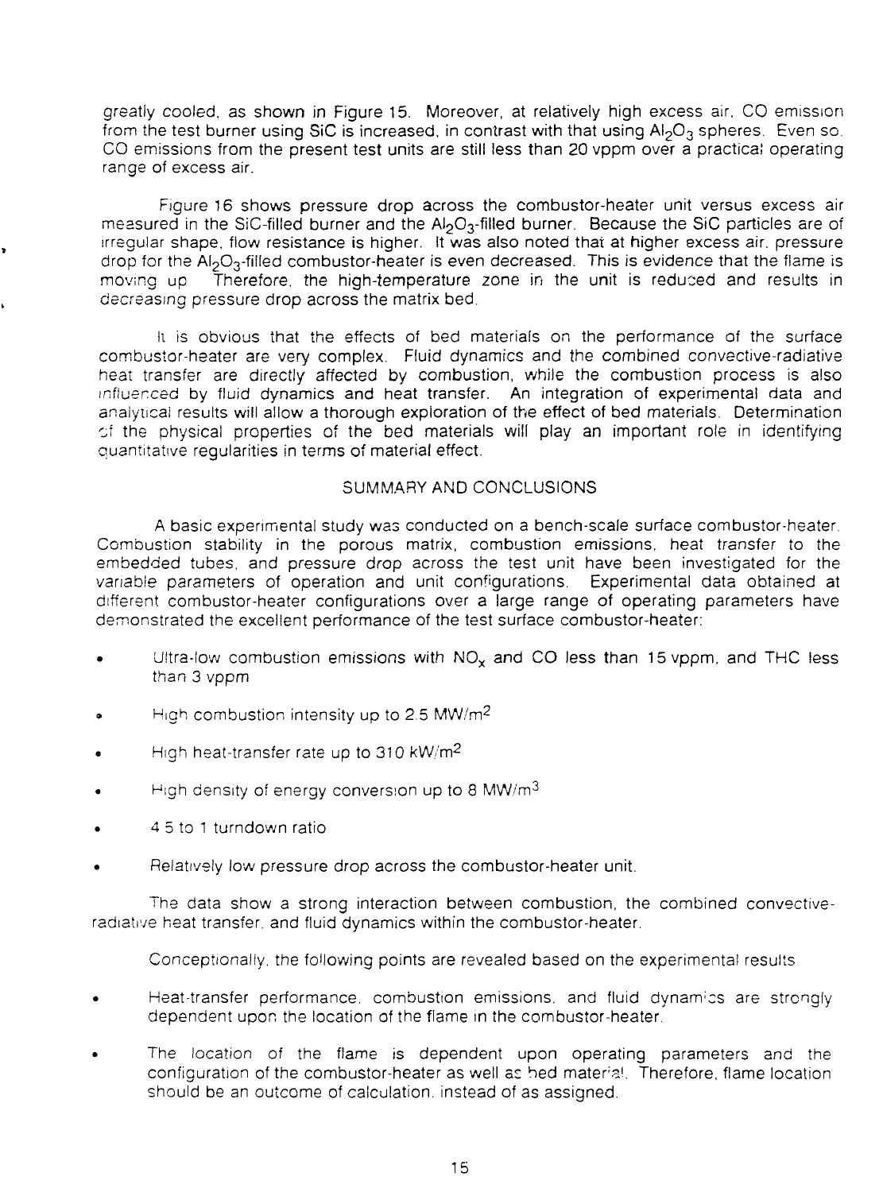greatly cooled, as shown in Figure 15. Moreover, at relatively high excess air, CO emission from the test burner using SiC is increased, in contrast with that using $Al_2O_3$ spheres. Even so, CO emissions from the present test units are still less than 20 vppm over a practical operating range of excess air.

Figure 16 shows pressure drop across the combustor-heater unit versus excess air measured in the SiC-filled burner and the $Al_2O_3$-filled burner. Because the SiC particles are of irregular shape, flow resistance is higher. It was also noted that at higher excess air, pressure drop for the $Al_2O_3$-filled combustor-heater is even decreased. This is evidence that the flame is moving up. Therefore, the high-temperature zone in the unit is reduced and results in decreasing pressure drop across the matrix bed.

It is obvious that the effects of bed materials on the performance of the surface combustor-heater are very complex. Fluid dynamics and the combined convective-radiative heat transfer are directly affected by combustion, while the combustion process is also influenced by fluid dynamics and heat transfer. An integration of experimental data and analytical results will allow a thorough exploration of the effect of bed materials. Determination of the physical properties of the bed materials will play an important role in identifying quantitative regularities in terms of material effect.

## SUMMARY AND CONCLUSIONS

A basic experimental study was conducted on a bench-scale surface combustor-heater. Combustion stability in the porous matrix, combustion emissions, heat transfer to the embedded tubes, and pressure drop across the test unit have been investigated for the variable parameters of operation and unit configurations. Experimental data obtained at different combustor-heater configurations over a large range of operating parameters have demonstrated the excellent performance of the test surface combustor-heater:

- Ultra-low combustion emissions with $NO_x$ and CO less than 15 vppm, and THC less than 3 vppm
- High combustion intensity up to 2.5 $MW/m^2$
- High heat-transfer rate up to 310 $kW/m^2$
- High density of energy conversion up to 8 $MW/m^3$
- 4.5 to 1 turndown ratio
- Relatively low pressure drop across the combustor-heater unit.

The data show a strong interaction between combustion, the combined convective-radiative heat transfer, and fluid dynamics within the combustor-heater.

Conceptionally, the following points are revealed based on the experimental results.

- Heat-transfer performance, combustion emissions, and fluid dynamics are strongly dependent upon the location of the flame in the combustor-heater.
- The location of the flame is dependent upon operating parameters and the configuration of the combustor-heater as well as bed material. Therefore, flame location should be an outcome of calculation, instead of as assigned.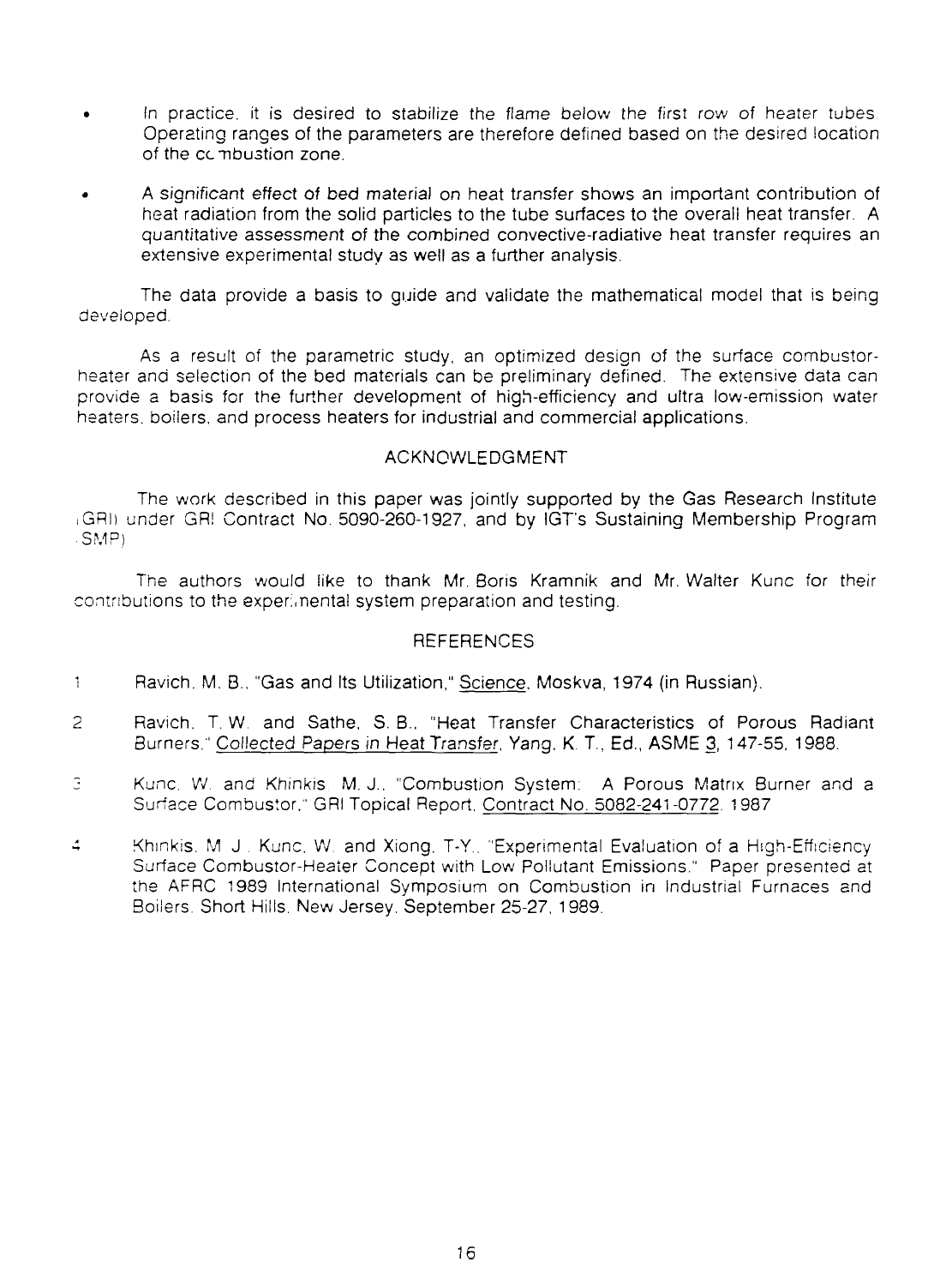- In practice, it is desired to stabilize the flame below the first row of heater tubes. Operating ranges of the parameters are therefore defined based on the desired location of the combustion zone.

- A significant effect of bed material on heat transfer shows an important contribution of heat radiation from the solid particles to the tube surfaces to the overall heat transfer. A quantitative assessment of the combined convective-radiative heat transfer requires an extensive experimental study as well as a further analysis.

The data provide a basis to guide and validate the mathematical model that is being developed.

As a result of the parametric study, an optimized design of the surface combustor-heater and selection of the bed materials can be preliminary defined. The extensive data can provide a basis for the further development of high-efficiency and ultra low-emission water heaters, boilers, and process heaters for industrial and commercial applications.

## ACKNOWLEDGMENT

The work described in this paper was jointly supported by the Gas Research Institute (GRI) under GRI Contract No. 5090-260-1927, and by IGT's Sustaining Membership Program (SMP).

The authors would like to thank Mr. Boris Kramnik and Mr. Walter Kunc for their contributions to the experimental system preparation and testing.

## REFERENCES

1. Ravich, M. B., "Gas and Its Utilization," Science, Moskva, 1974 (in Russian).

2. Ravich, T. W. and Sathe, S. B., "Heat Transfer Characteristics of Porous Radiant Burners," Collected Papers in Heat Transfer, Yang, K. T., Ed., ASME 3, 147-55, 1988.

3. Kunc, W. and Khinkis, M. J., "Combustion System: A Porous Matrix Burner and a Surface Combustor," GRI Topical Report, Contract No. 5082-241-0772, 1987.

4. Khinkis, M. J., Kunc, W. and Xiong, T-Y., "Experimental Evaluation of a High-Efficiency Surface Combustor-Heater Concept with Low Pollutant Emissions," Paper presented at the AFRC 1989 International Symposium on Combustion in Industrial Furnaces and Boilers, Short Hills, New Jersey, September 25-27, 1989.